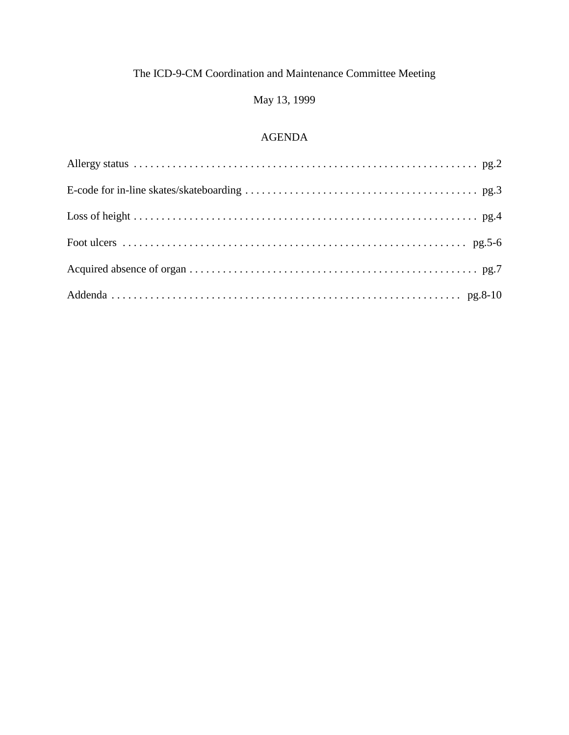# The ICD-9-CM Coordination and Maintenance Committee Meeting

May 13, 1999

## AGENDA

Allergy status . . . . . . . . . . . . . . . . . . . . . . . . . . . . . . . . . . . . . . . . . . . . . . . . . . . . . . . . . . . . . . . pg.2

E-code for in-line skates/skateboarding . . . . . . . . . . . . . . . . . . . . . . . . . . . . . . . . . . . . . . . . . . pg.3

Loss of height . . . . . . . . . . . . . . . . . . . . . . . . . . . . . . . . . . . . . . . . . . . . . . . . . . . . . . . . . . . . . . . pg.4

Foot ulcers . . . . . . . . . . . . . . . . . . . . . . . . . . . . . . . . . . . . . . . . . . . . . . . . . . . . . . . . . . . . . . . pg.5-6

Acquired absence of organ . . . . . . . . . . . . . . . . . . . . . . . . . . . . . . . . . . . . . . . . . . . . . . . . . . . . pg.7

Addenda . . . . . . . . . . . . . . . . . . . . . . . . . . . . . . . . . . . . . . . . . . . . . . . . . . . . . . . . . . . . . . . . pg.8-10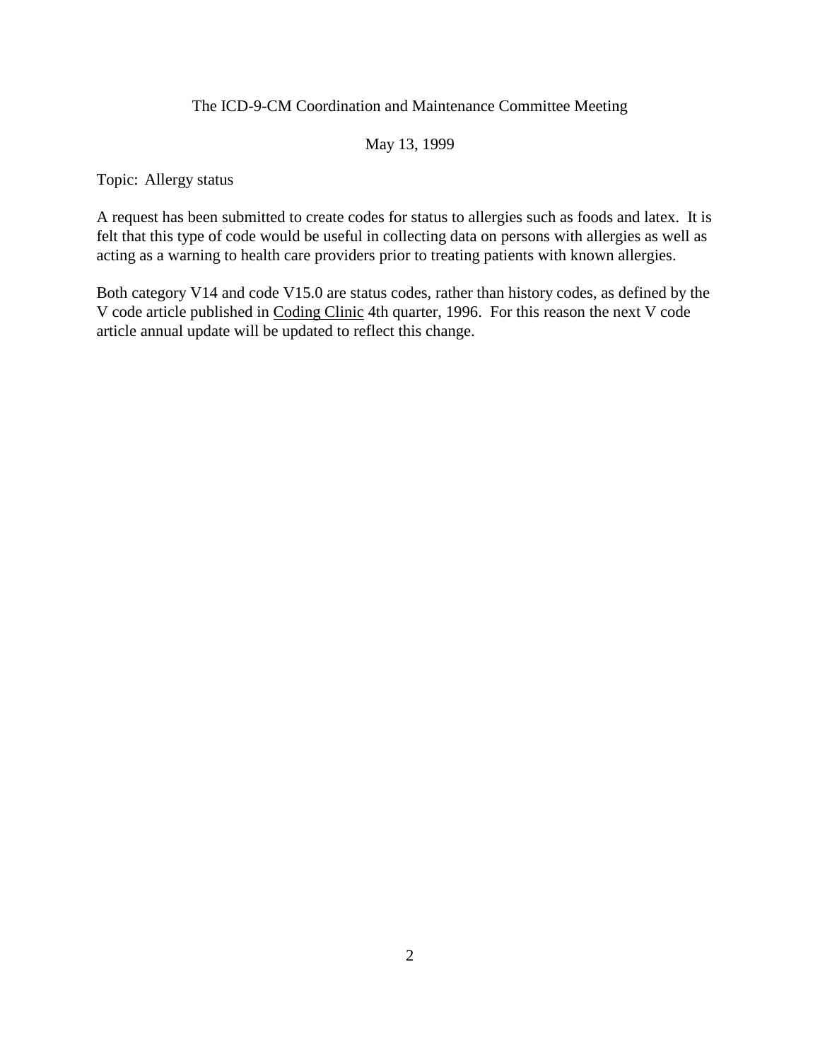The ICD-9-CM Coordination and Maintenance Committee Meeting

May 13, 1999

Topic: Allergy status

A request has been submitted to create codes for status to allergies such as foods and latex. It is felt that this type of code would be useful in collecting data on persons with allergies as well as acting as a warning to health care providers prior to treating patients with known allergies.

Both category V14 and code V15.0 are status codes, rather than history codes, as defined by the V code article published in Coding Clinic 4th quarter, 1996. For this reason the next V code article annual update will be updated to reflect this change.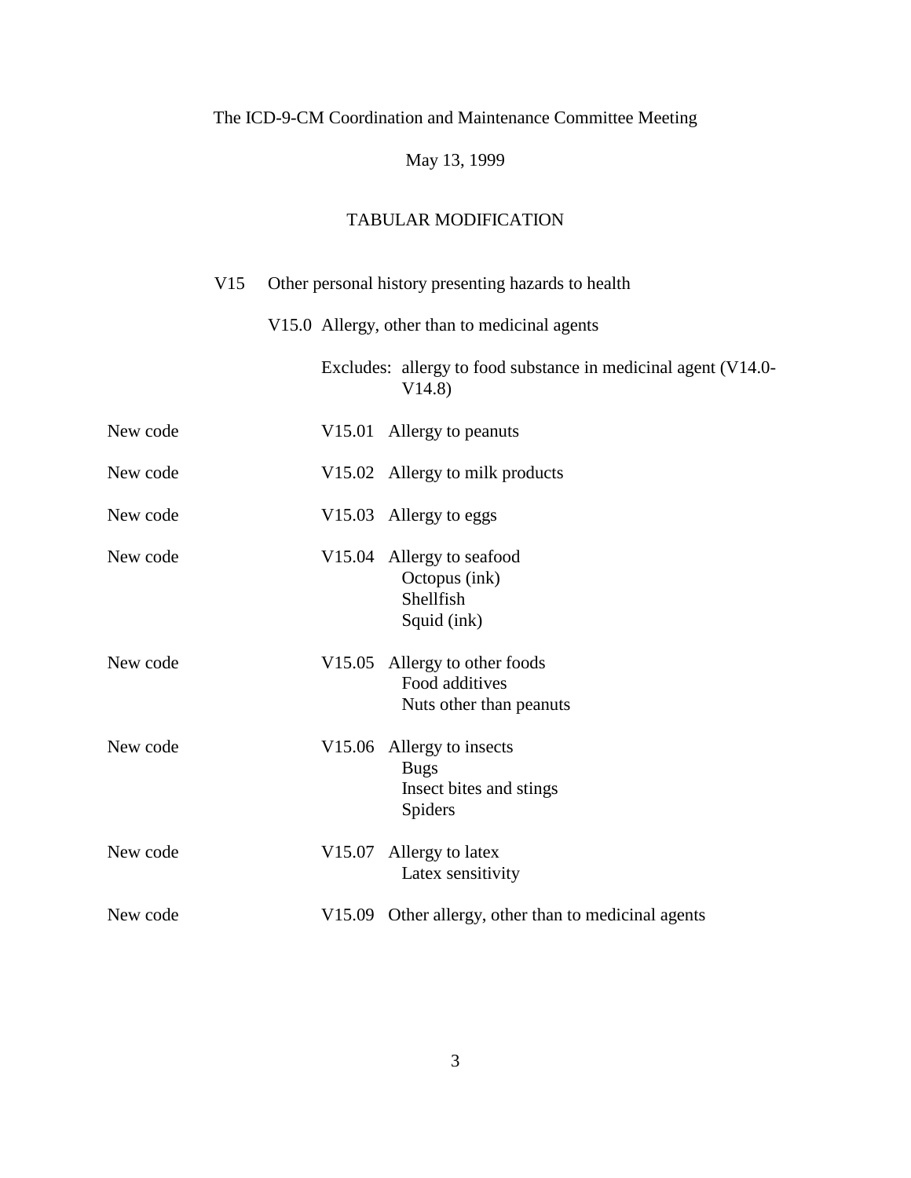The ICD-9-CM Coordination and Maintenance Committee Meeting

May 13, 1999

TABULAR MODIFICATION

V15 Other personal history presenting hazards to health

V15.0 Allergy, other than to medicinal agents

Excludes: allergy to food substance in medicinal agent (V14.0-V14.8)

| | | |
|---|---|---|
| New code | V15.01 | Allergy to peanuts |
| New code | V15.02 | Allergy to milk products |
| New code | V15.03 | Allergy to eggs |
| New code | V15.04 | Allergy to seafood<br>Octopus (ink)<br>Shellfish<br>Squid (ink) |
| New code | V15.05 | Allergy to other foods<br>Food additives<br>Nuts other than peanuts |
| New code | V15.06 | Allergy to insects<br>Bugs<br>Insect bites and stings<br>Spiders |
| New code | V15.07 | Allergy to latex<br>Latex sensitivity |
| New code | V15.09 | Other allergy, other than to medicinal agents |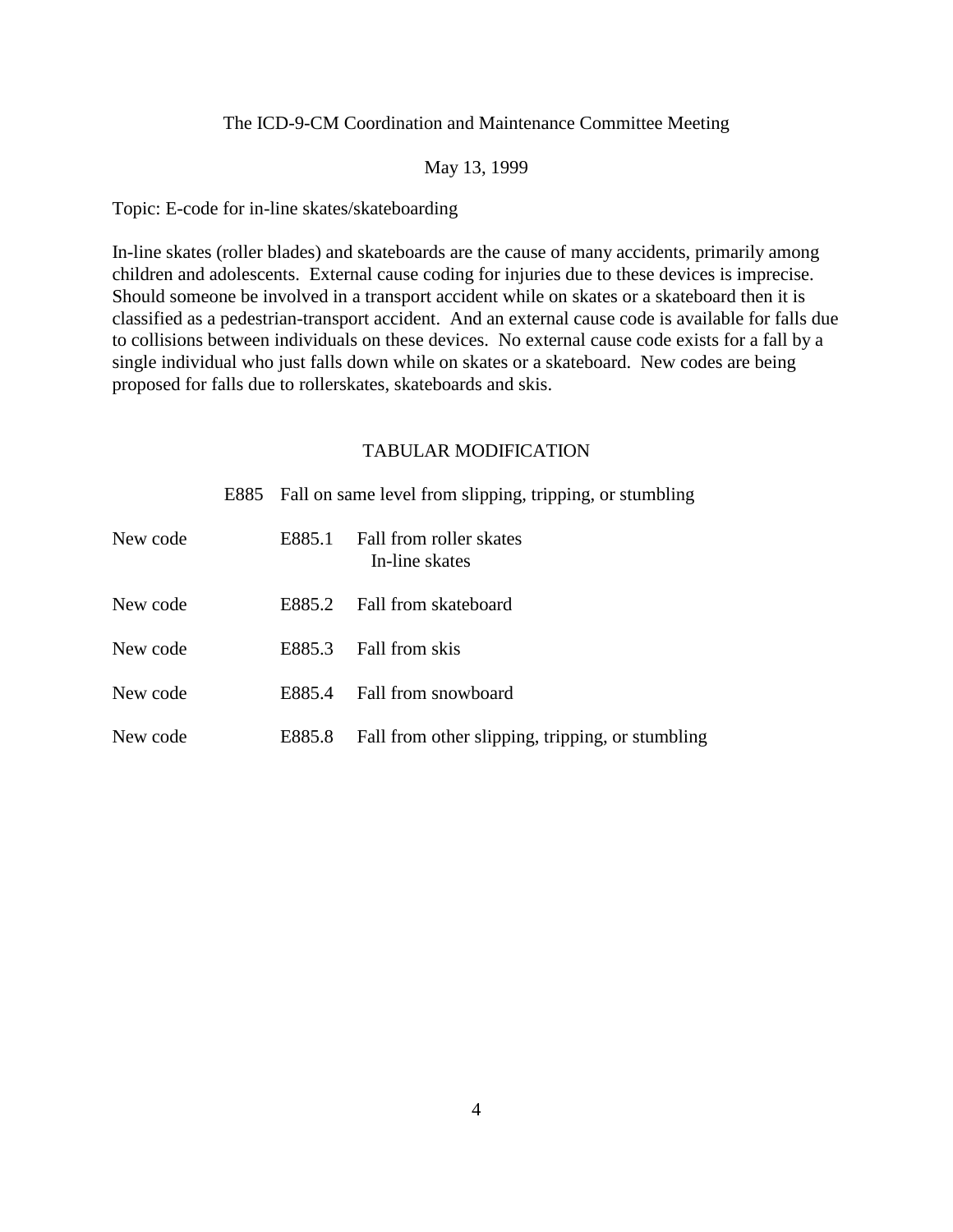The ICD-9-CM Coordination and Maintenance Committee Meeting

May 13, 1999

Topic: E-code for in-line skates/skateboarding

In-line skates (roller blades) and skateboards are the cause of many accidents, primarily among children and adolescents. External cause coding for injuries due to these devices is imprecise. Should someone be involved in a transport accident while on skates or a skateboard then it is classified as a pedestrian-transport accident. And an external cause code is available for falls due to collisions between individuals on these devices. No external cause code exists for a fall by a single individual who just falls down while on skates or a skateboard. New codes are being proposed for falls due to rollerskates, skateboards and skis.

TABULAR MODIFICATION

E885 Fall on same level from slipping, tripping, or stumbling

| | | |
|---|---|---|
| New code | E885.1 | Fall from roller skates<br>In-line skates |
| New code | E885.2 | Fall from skateboard |
| New code | E885.3 | Fall from skis |
| New code | E885.4 | Fall from snowboard |
| New code | E885.8 | Fall from other slipping, tripping, or stumbling |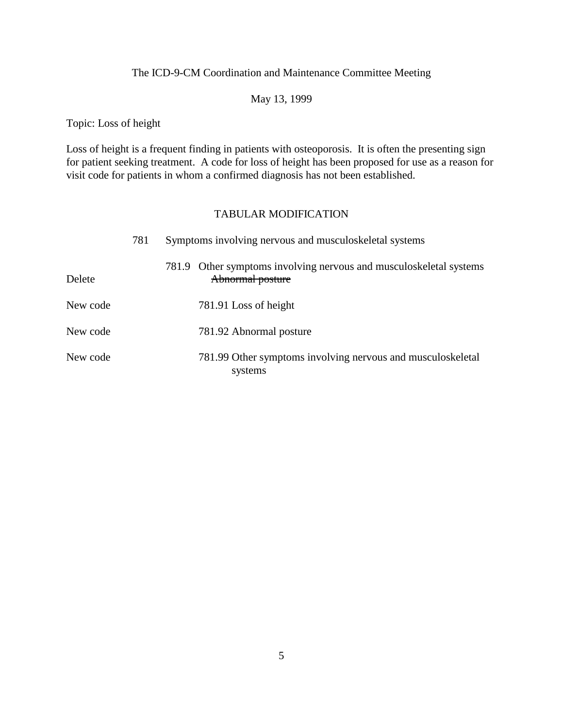The ICD-9-CM Coordination and Maintenance Committee Meeting

May 13, 1999

Topic: Loss of height

Loss of height is a frequent finding in patients with osteoporosis. It is often the presenting sign for patient seeking treatment. A code for loss of height has been proposed for use as a reason for visit code for patients in whom a confirmed diagnosis has not been established.

TABULAR MODIFICATION

781 Symptoms involving nervous and musculoskeletal systems

781.9 Other symptoms involving nervous and musculoskeletal systems

Delete ~~Abnormal posture~~

New code 781.91 Loss of height

New code 781.92 Abnormal posture

New code 781.99 Other symptoms involving nervous and musculoskeletal systems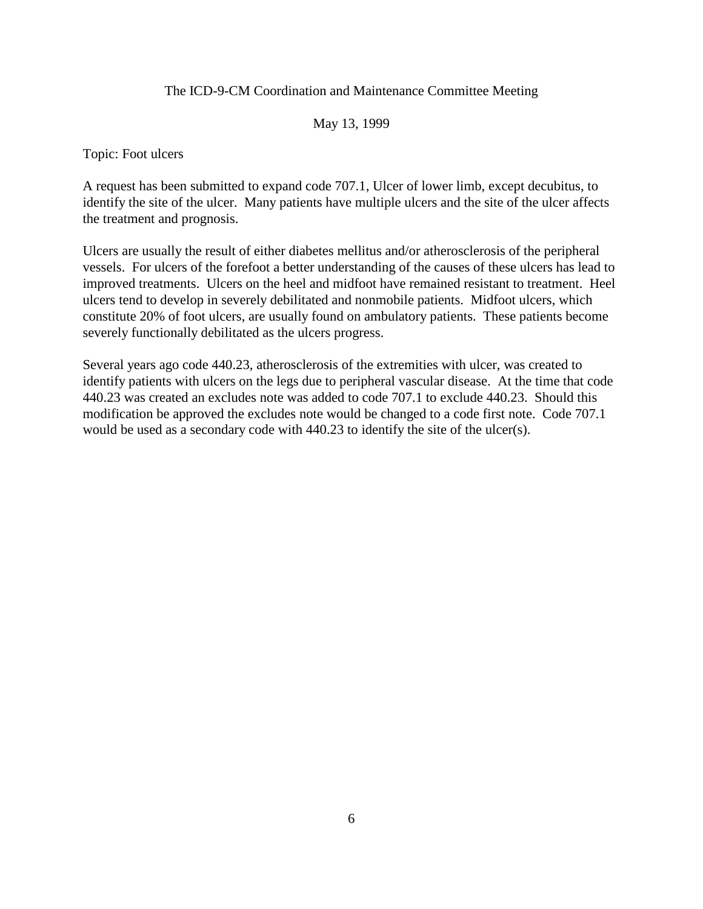The ICD-9-CM Coordination and Maintenance Committee Meeting

May 13, 1999

Topic: Foot ulcers

A request has been submitted to expand code 707.1, Ulcer of lower limb, except decubitus, to identify the site of the ulcer. Many patients have multiple ulcers and the site of the ulcer affects the treatment and prognosis.

Ulcers are usually the result of either diabetes mellitus and/or atherosclerosis of the peripheral vessels. For ulcers of the forefoot a better understanding of the causes of these ulcers has lead to improved treatments. Ulcers on the heel and midfoot have remained resistant to treatment. Heel ulcers tend to develop in severely debilitated and nonmobile patients. Midfoot ulcers, which constitute 20% of foot ulcers, are usually found on ambulatory patients. These patients become severely functionally debilitated as the ulcers progress.

Several years ago code 440.23, atherosclerosis of the extremities with ulcer, was created to identify patients with ulcers on the legs due to peripheral vascular disease. At the time that code 440.23 was created an excludes note was added to code 707.1 to exclude 440.23. Should this modification be approved the excludes note would be changed to a code first note. Code 707.1 would be used as a secondary code with 440.23 to identify the site of the ulcer(s).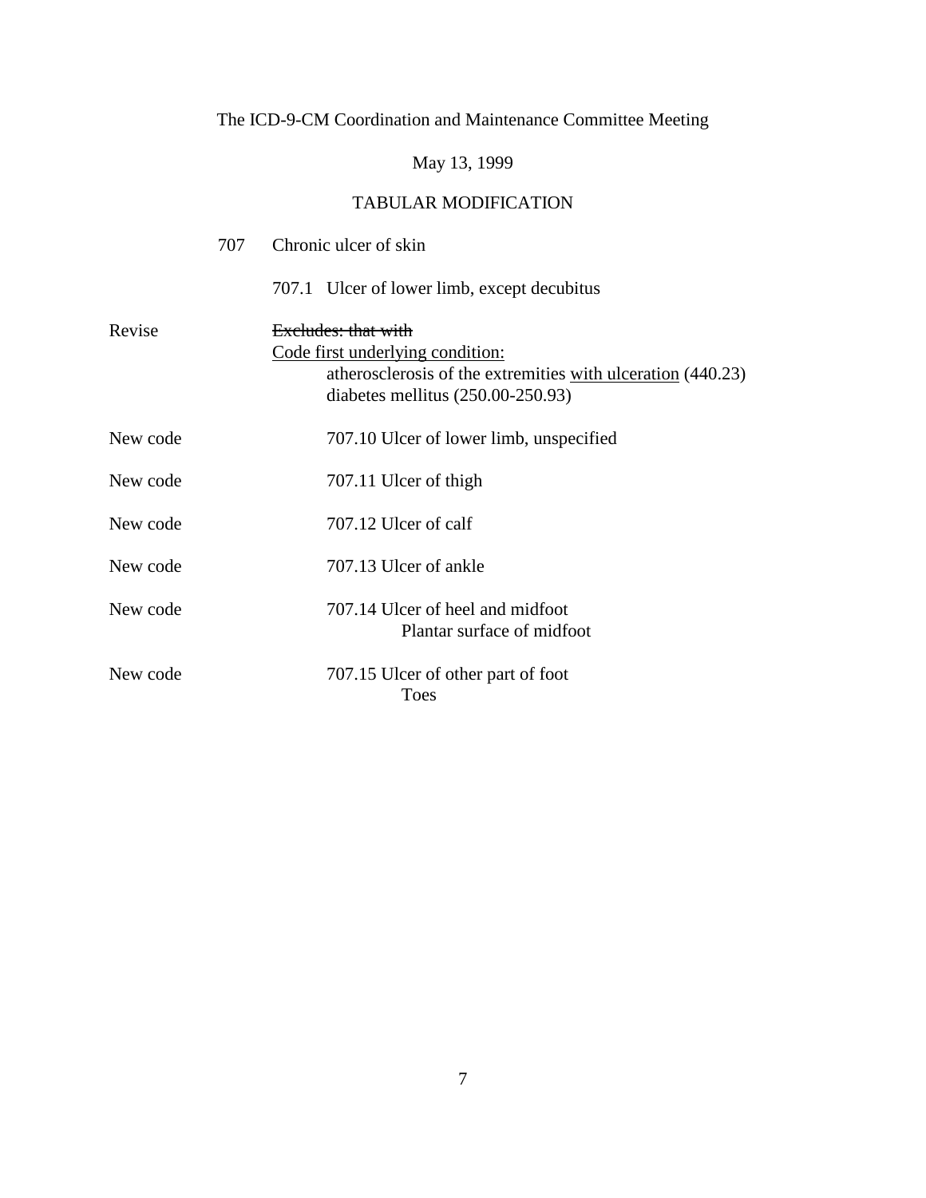The ICD-9-CM Coordination and Maintenance Committee Meeting

May 13, 1999

TABULAR MODIFICATION

707 Chronic ulcer of skin

707.1 Ulcer of lower limb, except decubitus

Revise

~~Excludes: that with~~
<u>Code first underlying condition:</u>
atherosclerosis of the extremities <u>with ulceration</u> (440.23)
diabetes mellitus (250.00-250.93)

New code — 707.10 Ulcer of lower limb, unspecified

New code — 707.11 Ulcer of thigh

New code — 707.12 Ulcer of calf

New code — 707.13 Ulcer of ankle

New code — 707.14 Ulcer of heel and midfoot
Plantar surface of midfoot

New code — 707.15 Ulcer of other part of foot
Toes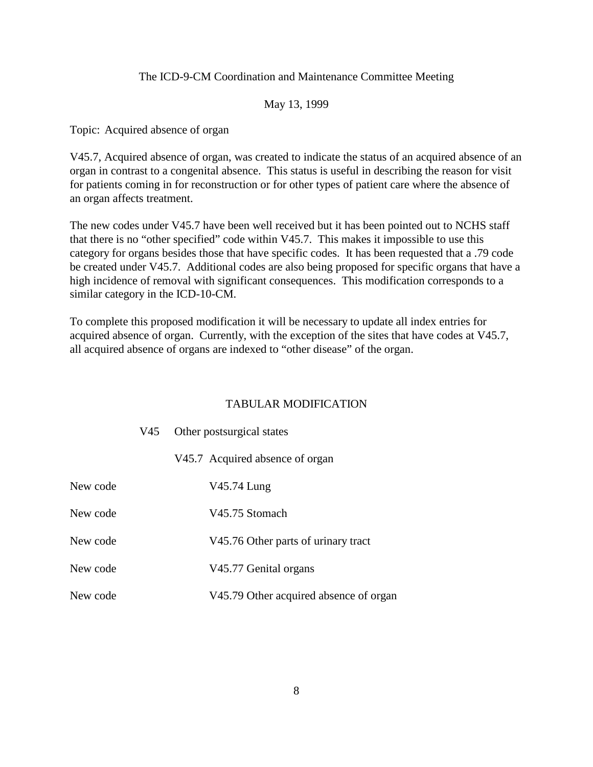The ICD-9-CM Coordination and Maintenance Committee Meeting

May 13, 1999

Topic: Acquired absence of organ

V45.7, Acquired absence of organ, was created to indicate the status of an acquired absence of an organ in contrast to a congenital absence. This status is useful in describing the reason for visit for patients coming in for reconstruction or for other types of patient care where the absence of an organ affects treatment.

The new codes under V45.7 have been well received but it has been pointed out to NCHS staff that there is no "other specified" code within V45.7. This makes it impossible to use this category for organs besides those that have specific codes. It has been requested that a .79 code be created under V45.7. Additional codes are also being proposed for specific organs that have a high incidence of removal with significant consequences. This modification corresponds to a similar category in the ICD-10-CM.

To complete this proposed modification it will be necessary to update all index entries for acquired absence of organ. Currently, with the exception of the sites that have codes at V45.7, all acquired absence of organs are indexed to "other disease" of the organ.

## TABULAR MODIFICATION

V45 Other postsurgical states

V45.7 Acquired absence of organ

New code V45.74 Lung

New code V45.75 Stomach

New code V45.76 Other parts of urinary tract

New code V45.77 Genital organs

New code V45.79 Other acquired absence of organ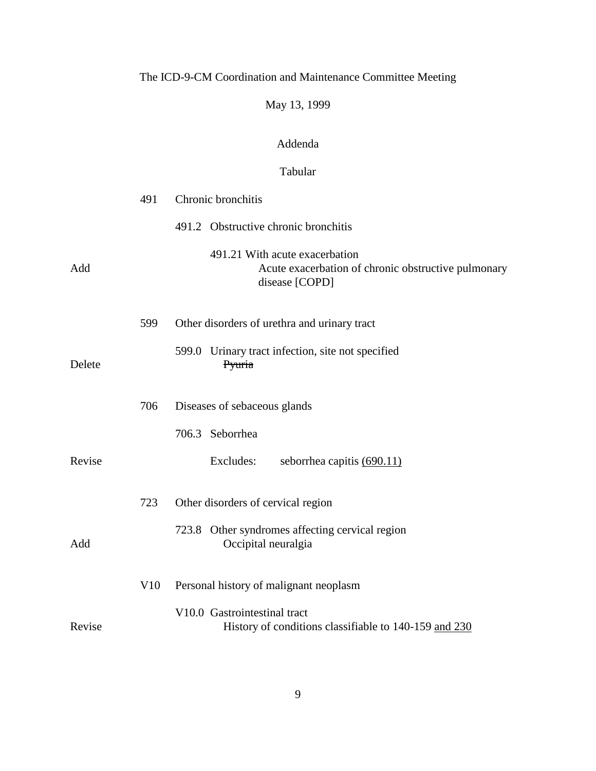The ICD-9-CM Coordination and Maintenance Committee Meeting

May 13, 1999

Addenda

Tabular

491 Chronic bronchitis

491.2 Obstructive chronic bronchitis

491.21 With acute exacerbation

Add — Acute exacerbation of chronic obstructive pulmonary disease [COPD]

599 Other disorders of urethra and urinary tract

599.0 Urinary tract infection, site not specified

Delete — ~~Pyuria~~

706 Diseases of sebaceous glands

706.3 Seborrhea

Revise — Excludes: seborrhea capitis <u>(690.11)</u>

723 Other disorders of cervical region

723.8 Other syndromes affecting cervical region

Add — Occipital neuralgia

V10 Personal history of malignant neoplasm

V10.0 Gastrointestinal tract

Revise — History of conditions classifiable to 140-159 <u>and 230</u>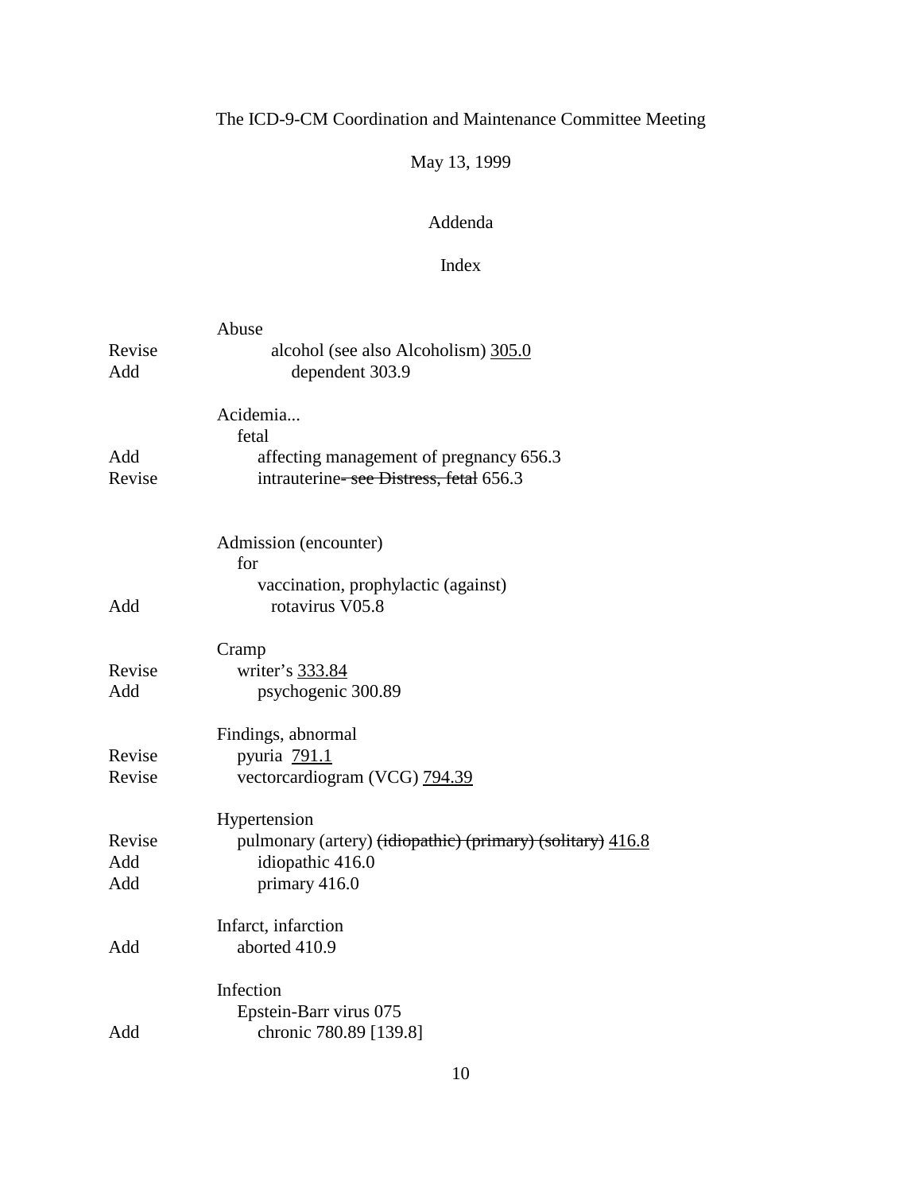The ICD-9-CM Coordination and Maintenance Committee Meeting

May 13, 1999

Addenda

Index

| | |
|---|---|
| | Abuse |
| Revise | alcohol (see also Alcoholism) <u>305.0</u> |
| Add | dependent 303.9 |
| | |
| | Acidemia... |
| | fetal |
| Add | affecting management of pregnancy 656.3 |
| Revise | intrauterine~~- see Distress, fetal~~ 656.3 |
| | |
| | Admission (encounter) |
| | for |
| | vaccination, prophylactic (against) |
| Add | rotavirus V05.8 |
| | |
| | Cramp |
| Revise | writer's <u>333.84</u> |
| Add | psychogenic 300.89 |
| | |
| | Findings, abnormal |
| Revise | pyuria <u>791.1</u> |
| Revise | vectorcardiogram (VCG) <u>794.39</u> |
| | |
| | Hypertension |
| Revise | pulmonary (artery) ~~(idiopathic) (primary) (solitary)~~ <u>416.8</u> |
| Add | idiopathic 416.0 |
| Add | primary 416.0 |
| | |
| | Infarct, infarction |
| Add | aborted 410.9 |
| | |
| | Infection |
| | Epstein-Barr virus 075 |
| Add | chronic 780.89 [139.8] |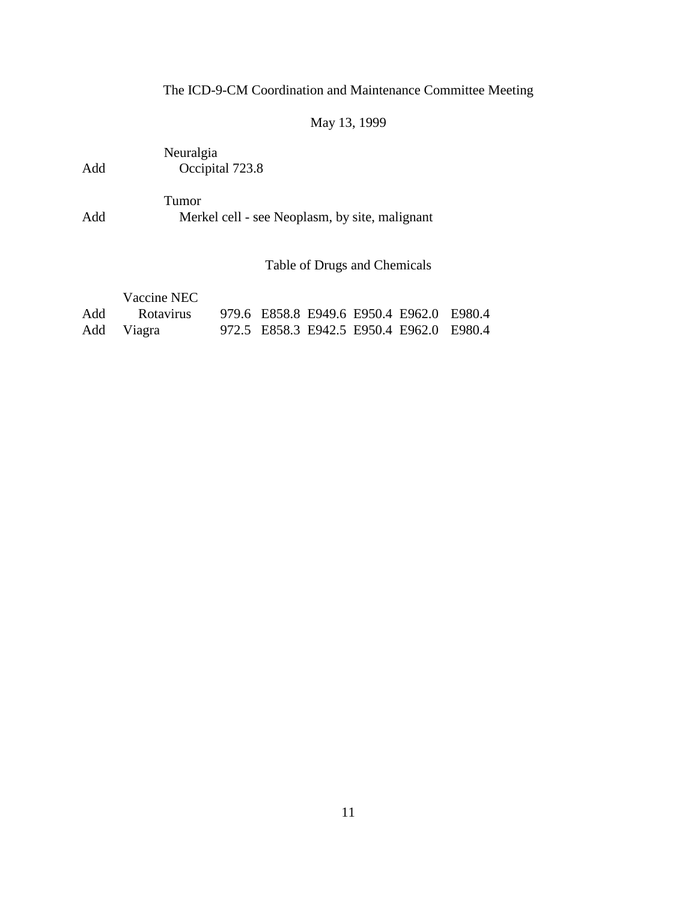The ICD-9-CM Coordination and Maintenance Committee Meeting

May 13, 1999

| | |
|---|---|
| | Neuralgia |
| Add | Occipital 723.8 |
| | Tumor |
| Add | Merkel cell - see Neoplasm, by site, malignant |

## Table of Drugs and Chemicals

| | | | | | | | |
|---|---|---|---|---|---|---|---|
| | Vaccine NEC | | | | | | |
| Add | Rotavirus | 979.6 | E858.8 | E949.6 | E950.4 | E962.0 | E980.4 |
| Add | Viagra | 972.5 | E858.3 | E942.5 | E950.4 | E962.0 | E980.4 |